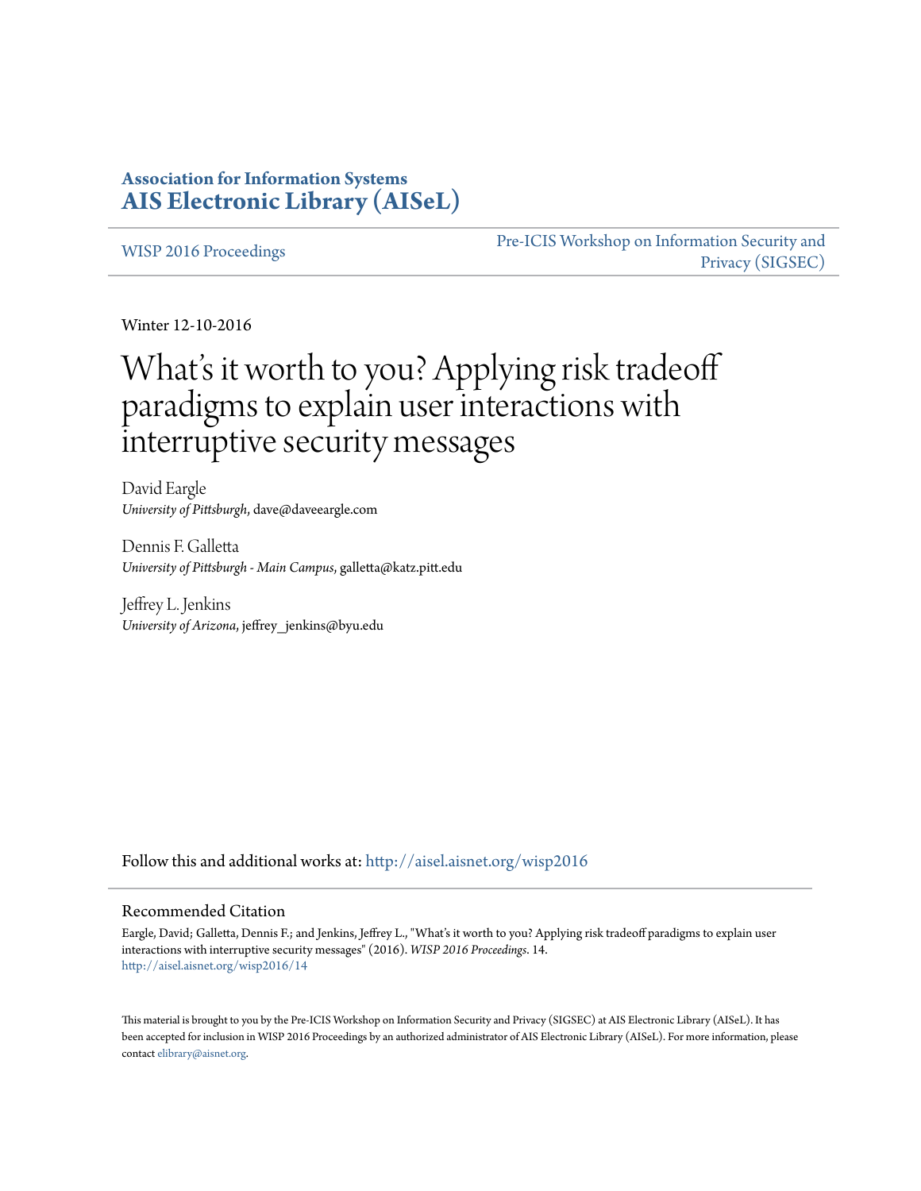**Association for Information Systems**
**[AIS Electronic Library (AISeL)](http://aisel.aisnet.org)**

WISP 2016 Proceedings | Pre-ICIS Workshop on Information Security and Privacy (SIGSEC)

Winter 12-10-2016

# What's it worth to you? Applying risk tradeoff paradigms to explain user interactions with interruptive security messages

David Eargle
*University of Pittsburgh*, dave@daveeargle.com

Dennis F. Galletta
*University of Pittsburgh - Main Campus*, galletta@katz.pitt.edu

Jeffrey L. Jenkins
*University of Arizona*, jeffrey_jenkins@byu.edu

Follow this and additional works at: http://aisel.aisnet.org/wisp2016

## Recommended Citation

Eargle, David; Galletta, Dennis F.; and Jenkins, Jeffrey L., "What's it worth to you? Applying risk tradeoff paradigms to explain user interactions with interruptive security messages" (2016). *WISP 2016 Proceedings*. 14.
http://aisel.aisnet.org/wisp2016/14

This material is brought to you by the Pre-ICIS Workshop on Information Security and Privacy (SIGSEC) at AIS Electronic Library (AISeL). It has been accepted for inclusion in WISP 2016 Proceedings by an authorized administrator of AIS Electronic Library (AISeL). For more information, please contact elibrary@aisnet.org.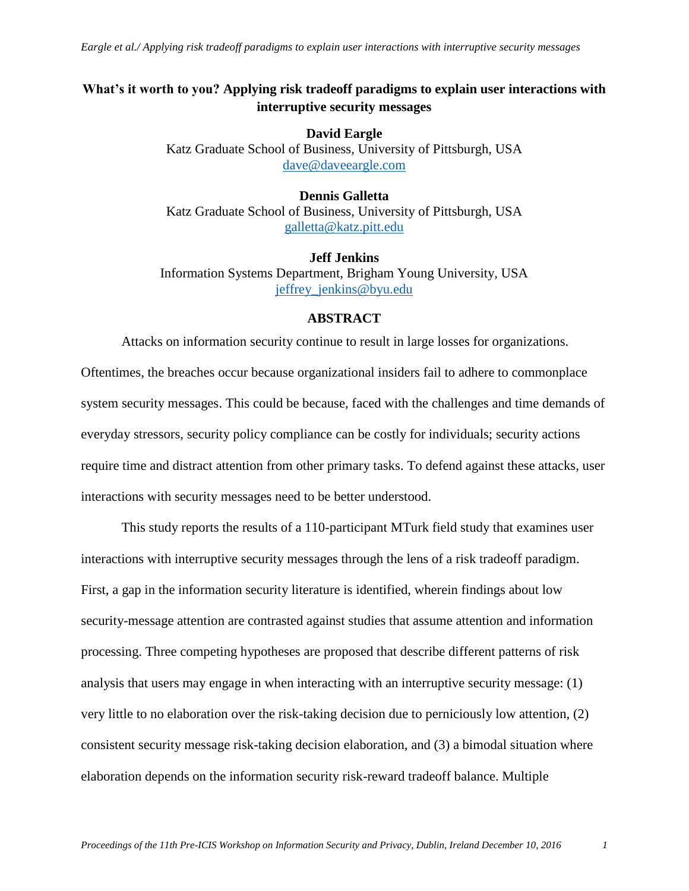# What's it worth to you? Applying risk tradeoff paradigms to explain user interactions with interruptive security messages

**David Eargle**
Katz Graduate School of Business, University of Pittsburgh, USA
dave@daveeargle.com

**Dennis Galletta**
Katz Graduate School of Business, University of Pittsburgh, USA
galletta@katz.pitt.edu

**Jeff Jenkins**
Information Systems Department, Brigham Young University, USA
jeffrey_jenkins@byu.edu

## ABSTRACT

Attacks on information security continue to result in large losses for organizations. Oftentimes, the breaches occur because organizational insiders fail to adhere to commonplace system security messages. This could be because, faced with the challenges and time demands of everyday stressors, security policy compliance can be costly for individuals; security actions require time and distract attention from other primary tasks. To defend against these attacks, user interactions with security messages need to be better understood.

This study reports the results of a 110-participant MTurk field study that examines user interactions with interruptive security messages through the lens of a risk tradeoff paradigm. First, a gap in the information security literature is identified, wherein findings about low security-message attention are contrasted against studies that assume attention and information processing. Three competing hypotheses are proposed that describe different patterns of risk analysis that users may engage in when interacting with an interruptive security message: (1) very little to no elaboration over the risk-taking decision due to perniciously low attention, (2) consistent security message risk-taking decision elaboration, and (3) a bimodal situation where elaboration depends on the information security risk-reward tradeoff balance. Multiple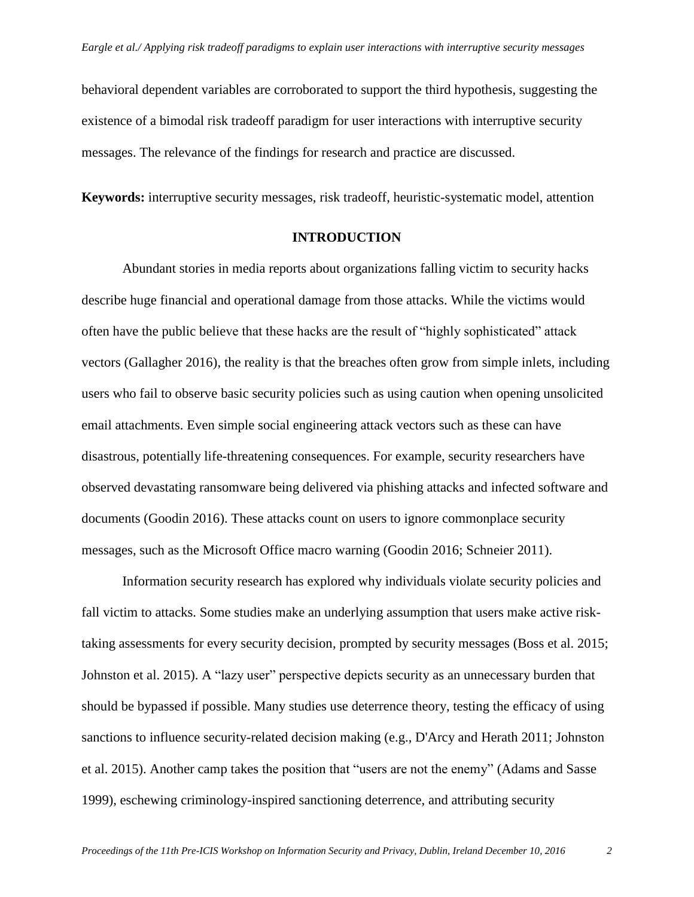behavioral dependent variables are corroborated to support the third hypothesis, suggesting the existence of a bimodal risk tradeoff paradigm for user interactions with interruptive security messages. The relevance of the findings for research and practice are discussed.

**Keywords:** interruptive security messages, risk tradeoff, heuristic-systematic model, attention

## INTRODUCTION

Abundant stories in media reports about organizations falling victim to security hacks describe huge financial and operational damage from those attacks. While the victims would often have the public believe that these hacks are the result of "highly sophisticated" attack vectors (Gallagher 2016), the reality is that the breaches often grow from simple inlets, including users who fail to observe basic security policies such as using caution when opening unsolicited email attachments. Even simple social engineering attack vectors such as these can have disastrous, potentially life-threatening consequences. For example, security researchers have observed devastating ransomware being delivered via phishing attacks and infected software and documents (Goodin 2016). These attacks count on users to ignore commonplace security messages, such as the Microsoft Office macro warning (Goodin 2016; Schneier 2011).

Information security research has explored why individuals violate security policies and fall victim to attacks. Some studies make an underlying assumption that users make active risk-taking assessments for every security decision, prompted by security messages (Boss et al. 2015; Johnston et al. 2015). A "lazy user" perspective depicts security as an unnecessary burden that should be bypassed if possible. Many studies use deterrence theory, testing the efficacy of using sanctions to influence security-related decision making (e.g., D'Arcy and Herath 2011; Johnston et al. 2015). Another camp takes the position that "users are not the enemy" (Adams and Sasse 1999), eschewing criminology-inspired sanctioning deterrence, and attributing security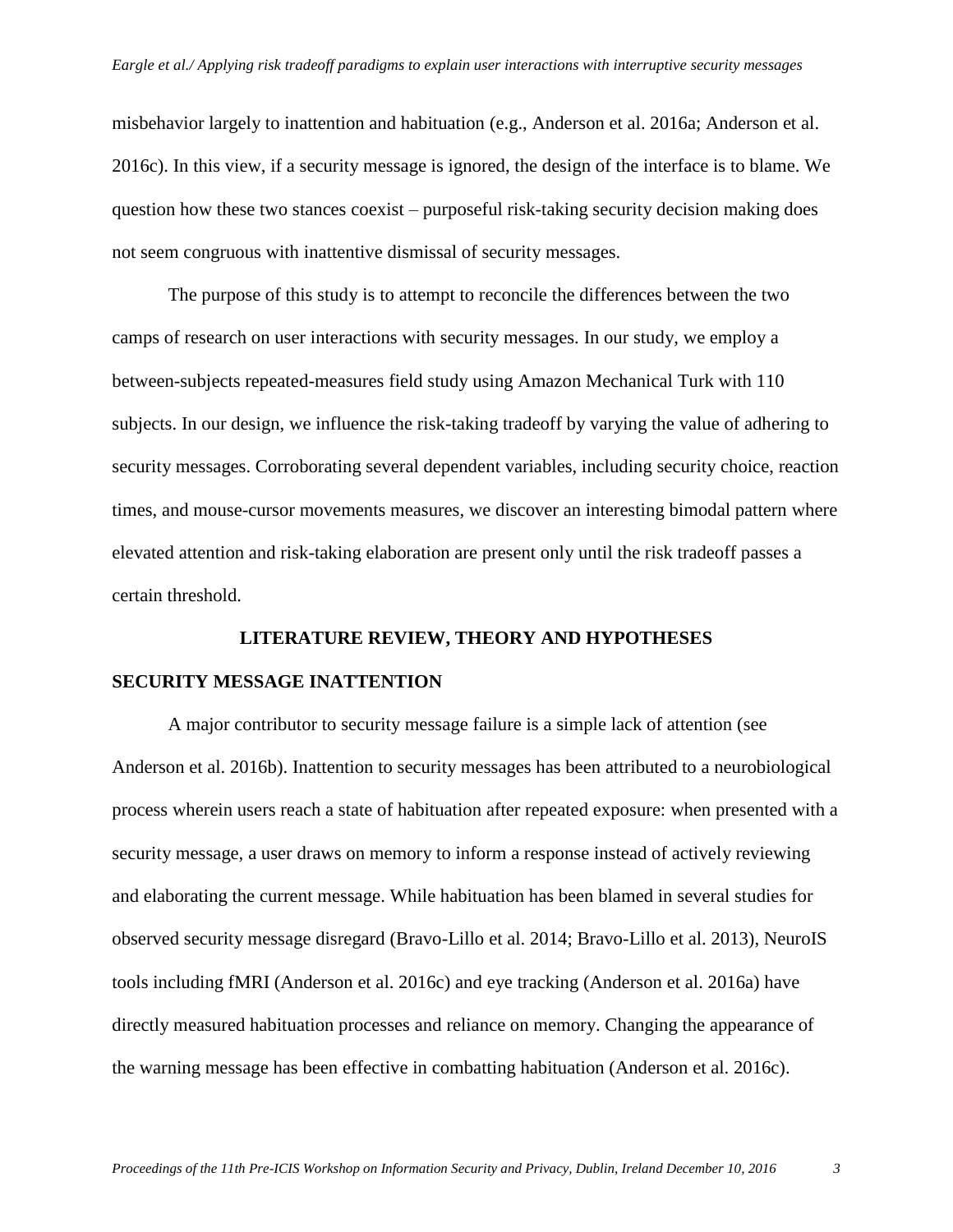misbehavior largely to inattention and habituation (e.g., Anderson et al. 2016a; Anderson et al. 2016c). In this view, if a security message is ignored, the design of the interface is to blame. We question how these two stances coexist – purposeful risk-taking security decision making does not seem congruous with inattentive dismissal of security messages.

The purpose of this study is to attempt to reconcile the differences between the two camps of research on user interactions with security messages. In our study, we employ a between-subjects repeated-measures field study using Amazon Mechanical Turk with 110 subjects. In our design, we influence the risk-taking tradeoff by varying the value of adhering to security messages. Corroborating several dependent variables, including security choice, reaction times, and mouse-cursor movements measures, we discover an interesting bimodal pattern where elevated attention and risk-taking elaboration are present only until the risk tradeoff passes a certain threshold.

## LITERATURE REVIEW, THEORY AND HYPOTHESES

### SECURITY MESSAGE INATTENTION

A major contributor to security message failure is a simple lack of attention (see Anderson et al. 2016b). Inattention to security messages has been attributed to a neurobiological process wherein users reach a state of habituation after repeated exposure: when presented with a security message, a user draws on memory to inform a response instead of actively reviewing and elaborating the current message. While habituation has been blamed in several studies for observed security message disregard (Bravo-Lillo et al. 2014; Bravo-Lillo et al. 2013), NeuroIS tools including fMRI (Anderson et al. 2016c) and eye tracking (Anderson et al. 2016a) have directly measured habituation processes and reliance on memory. Changing the appearance of the warning message has been effective in combatting habituation (Anderson et al. 2016c).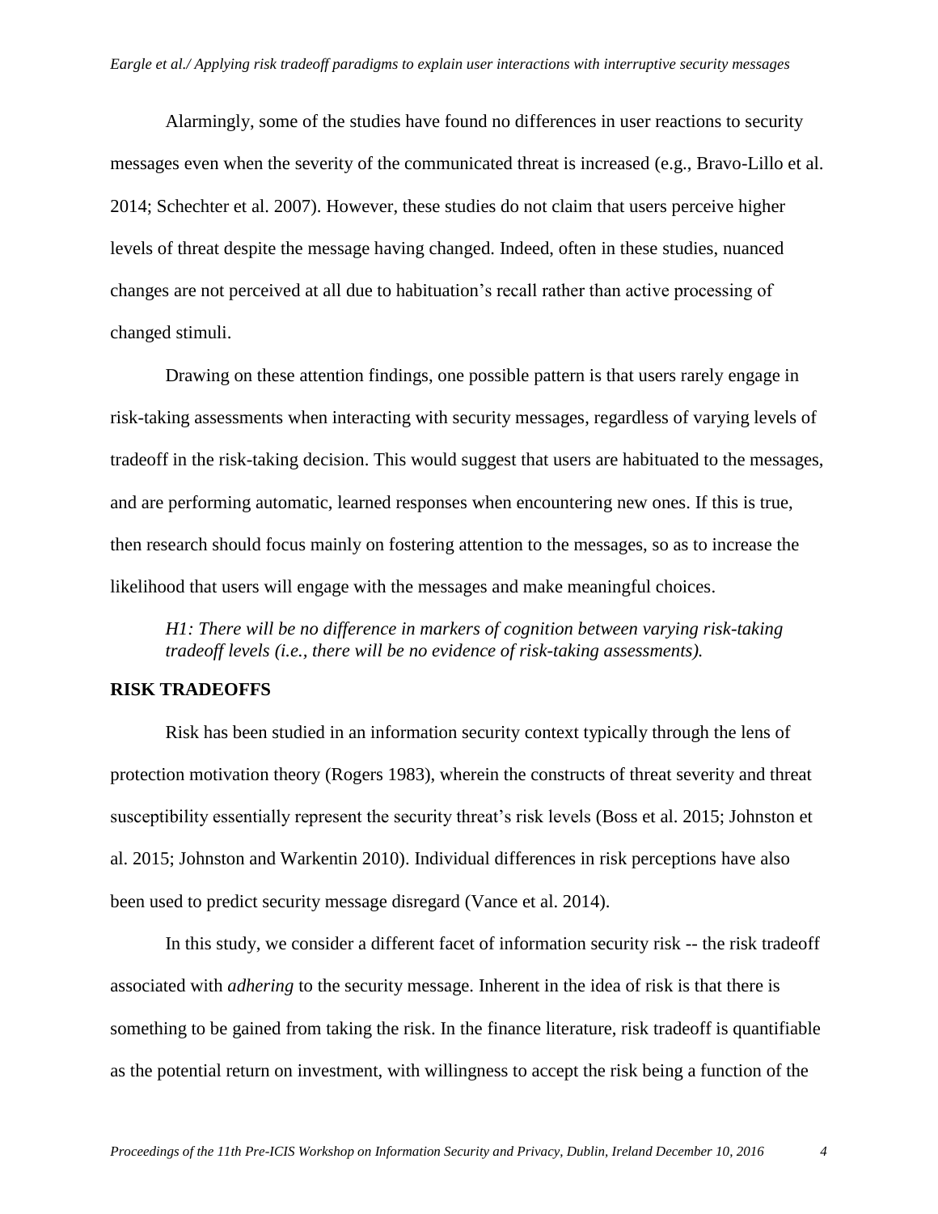Alarmingly, some of the studies have found no differences in user reactions to security messages even when the severity of the communicated threat is increased (e.g., Bravo-Lillo et al. 2014; Schechter et al. 2007). However, these studies do not claim that users perceive higher levels of threat despite the message having changed. Indeed, often in these studies, nuanced changes are not perceived at all due to habituation's recall rather than active processing of changed stimuli.

Drawing on these attention findings, one possible pattern is that users rarely engage in risk-taking assessments when interacting with security messages, regardless of varying levels of tradeoff in the risk-taking decision. This would suggest that users are habituated to the messages, and are performing automatic, learned responses when encountering new ones. If this is true, then research should focus mainly on fostering attention to the messages, so as to increase the likelihood that users will engage with the messages and make meaningful choices.

> *H1: There will be no difference in markers of cognition between varying risk-taking tradeoff levels (i.e., there will be no evidence of risk-taking assessments).*

## RISK TRADEOFFS

Risk has been studied in an information security context typically through the lens of protection motivation theory (Rogers 1983), wherein the constructs of threat severity and threat susceptibility essentially represent the security threat's risk levels (Boss et al. 2015; Johnston et al. 2015; Johnston and Warkentin 2010). Individual differences in risk perceptions have also been used to predict security message disregard (Vance et al. 2014).

In this study, we consider a different facet of information security risk -- the risk tradeoff associated with *adhering* to the security message. Inherent in the idea of risk is that there is something to be gained from taking the risk. In the finance literature, risk tradeoff is quantifiable as the potential return on investment, with willingness to accept the risk being a function of the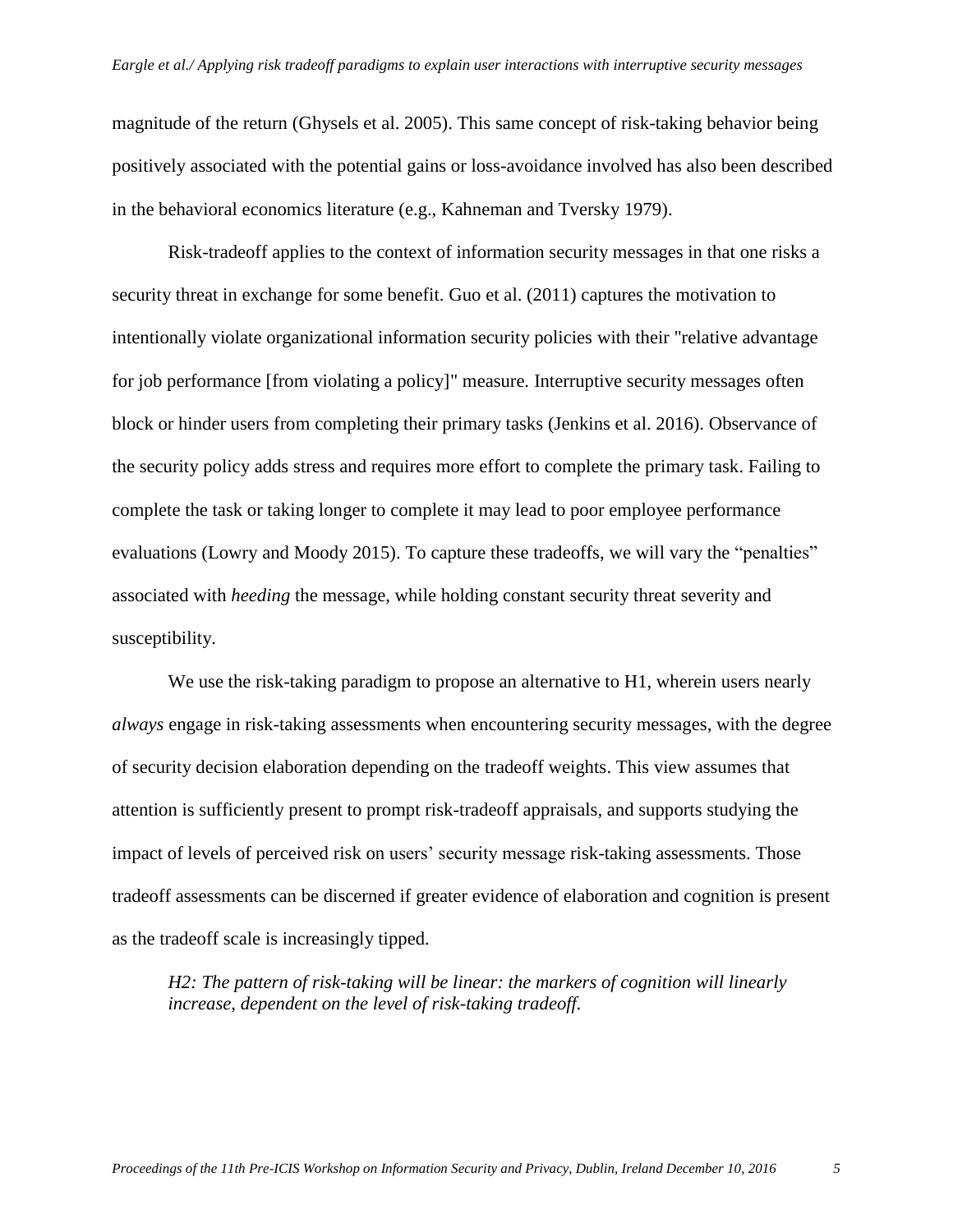magnitude of the return (Ghysels et al. 2005). This same concept of risk-taking behavior being positively associated with the potential gains or loss-avoidance involved has also been described in the behavioral economics literature (e.g., Kahneman and Tversky 1979).

Risk-tradeoff applies to the context of information security messages in that one risks a security threat in exchange for some benefit. Guo et al. (2011) captures the motivation to intentionally violate organizational information security policies with their "relative advantage for job performance [from violating a policy]" measure. Interruptive security messages often block or hinder users from completing their primary tasks (Jenkins et al. 2016). Observance of the security policy adds stress and requires more effort to complete the primary task. Failing to complete the task or taking longer to complete it may lead to poor employee performance evaluations (Lowry and Moody 2015). To capture these tradeoffs, we will vary the "penalties" associated with *heeding* the message, while holding constant security threat severity and susceptibility.

We use the risk-taking paradigm to propose an alternative to H1, wherein users nearly *always* engage in risk-taking assessments when encountering security messages, with the degree of security decision elaboration depending on the tradeoff weights. This view assumes that attention is sufficiently present to prompt risk-tradeoff appraisals, and supports studying the impact of levels of perceived risk on users' security message risk-taking assessments. Those tradeoff assessments can be discerned if greater evidence of elaboration and cognition is present as the tradeoff scale is increasingly tipped.

*H2: The pattern of risk-taking will be linear: the markers of cognition will linearly increase, dependent on the level of risk-taking tradeoff.*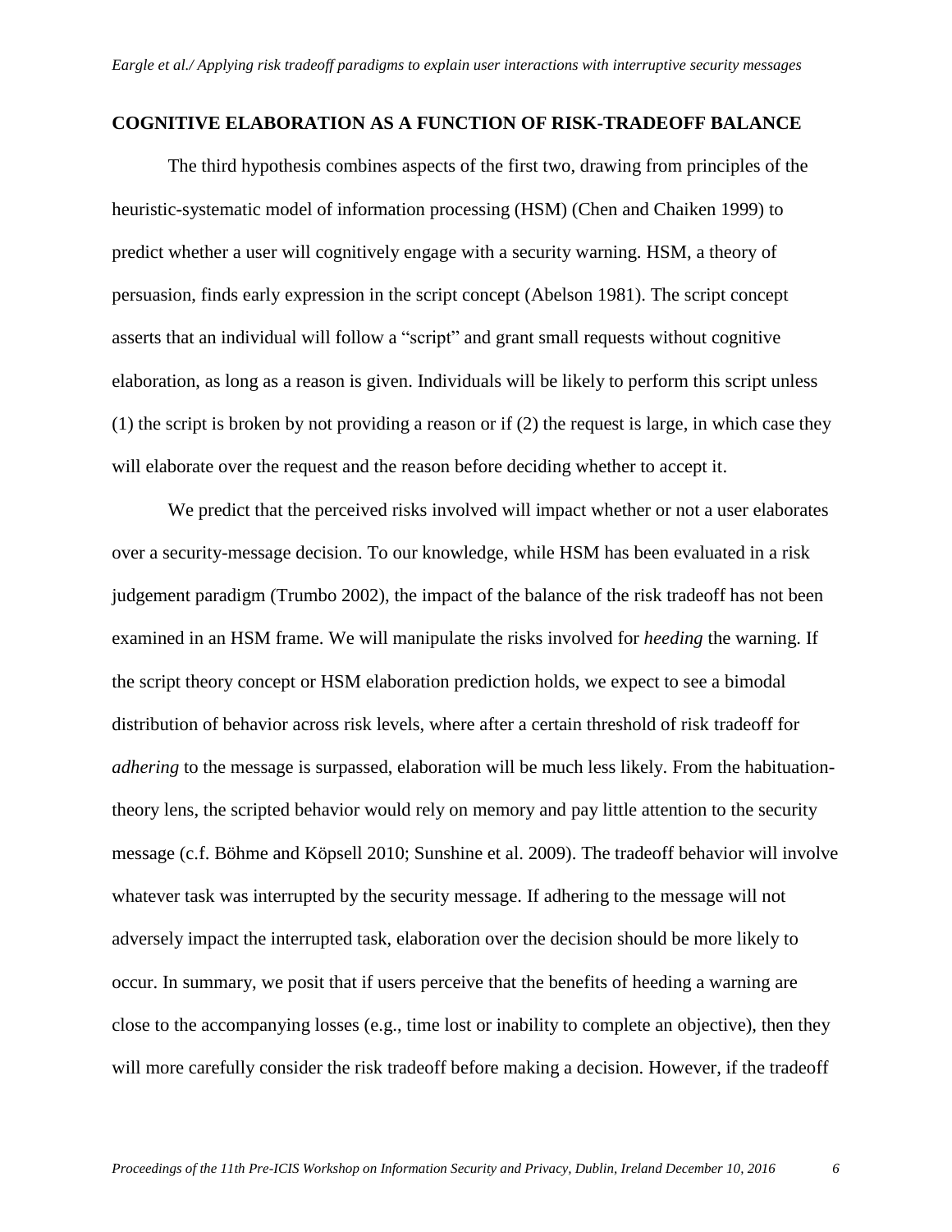## COGNITIVE ELABORATION AS A FUNCTION OF RISK-TRADEOFF BALANCE

The third hypothesis combines aspects of the first two, drawing from principles of the heuristic-systematic model of information processing (HSM) (Chen and Chaiken 1999) to predict whether a user will cognitively engage with a security warning. HSM, a theory of persuasion, finds early expression in the script concept (Abelson 1981). The script concept asserts that an individual will follow a "script" and grant small requests without cognitive elaboration, as long as a reason is given. Individuals will be likely to perform this script unless (1) the script is broken by not providing a reason or if (2) the request is large, in which case they will elaborate over the request and the reason before deciding whether to accept it.

We predict that the perceived risks involved will impact whether or not a user elaborates over a security-message decision. To our knowledge, while HSM has been evaluated in a risk judgement paradigm (Trumbo 2002), the impact of the balance of the risk tradeoff has not been examined in an HSM frame. We will manipulate the risks involved for *heeding* the warning. If the script theory concept or HSM elaboration prediction holds, we expect to see a bimodal distribution of behavior across risk levels, where after a certain threshold of risk tradeoff for *adhering* to the message is surpassed, elaboration will be much less likely. From the habituation-theory lens, the scripted behavior would rely on memory and pay little attention to the security message (c.f. Böhme and Köpsell 2010; Sunshine et al. 2009). The tradeoff behavior will involve whatever task was interrupted by the security message. If adhering to the message will not adversely impact the interrupted task, elaboration over the decision should be more likely to occur. In summary, we posit that if users perceive that the benefits of heeding a warning are close to the accompanying losses (e.g., time lost or inability to complete an objective), then they will more carefully consider the risk tradeoff before making a decision. However, if the tradeoff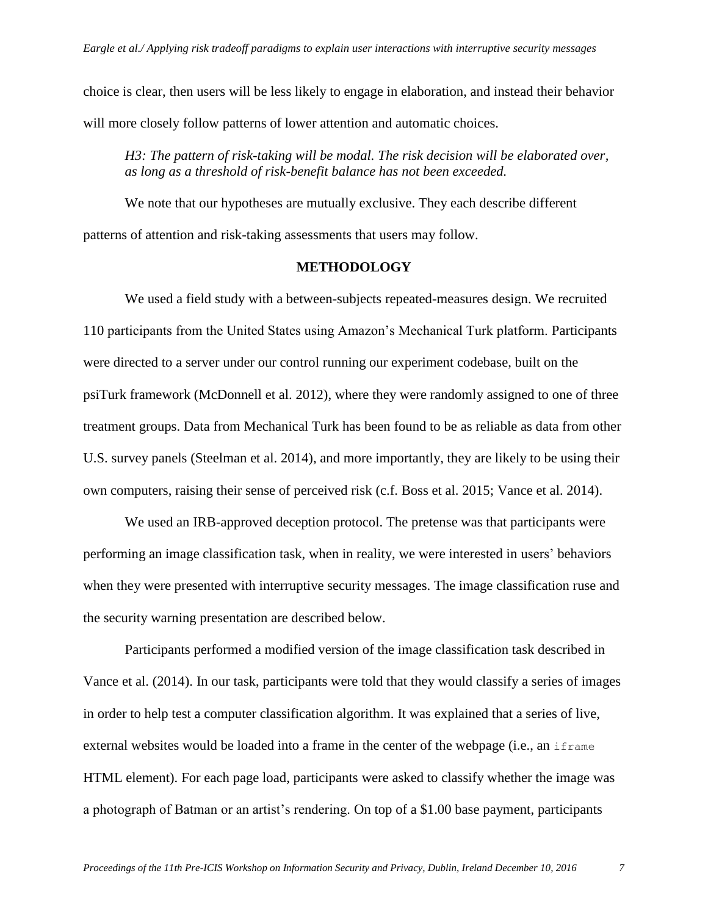choice is clear, then users will be less likely to engage in elaboration, and instead their behavior will more closely follow patterns of lower attention and automatic choices.

> *H3: The pattern of risk-taking will be modal. The risk decision will be elaborated over, as long as a threshold of risk-benefit balance has not been exceeded.*

We note that our hypotheses are mutually exclusive. They each describe different patterns of attention and risk-taking assessments that users may follow.

## METHODOLOGY

We used a field study with a between-subjects repeated-measures design. We recruited 110 participants from the United States using Amazon's Mechanical Turk platform. Participants were directed to a server under our control running our experiment codebase, built on the psiTurk framework (McDonnell et al. 2012), where they were randomly assigned to one of three treatment groups. Data from Mechanical Turk has been found to be as reliable as data from other U.S. survey panels (Steelman et al. 2014), and more importantly, they are likely to be using their own computers, raising their sense of perceived risk (c.f. Boss et al. 2015; Vance et al. 2014).

We used an IRB-approved deception protocol. The pretense was that participants were performing an image classification task, when in reality, we were interested in users' behaviors when they were presented with interruptive security messages. The image classification ruse and the security warning presentation are described below.

Participants performed a modified version of the image classification task described in Vance et al. (2014). In our task, participants were told that they would classify a series of images in order to help test a computer classification algorithm. It was explained that a series of live, external websites would be loaded into a frame in the center of the webpage (i.e., an `iframe` HTML element). For each page load, participants were asked to classify whether the image was a photograph of Batman or an artist's rendering. On top of a $1.00 base payment, participants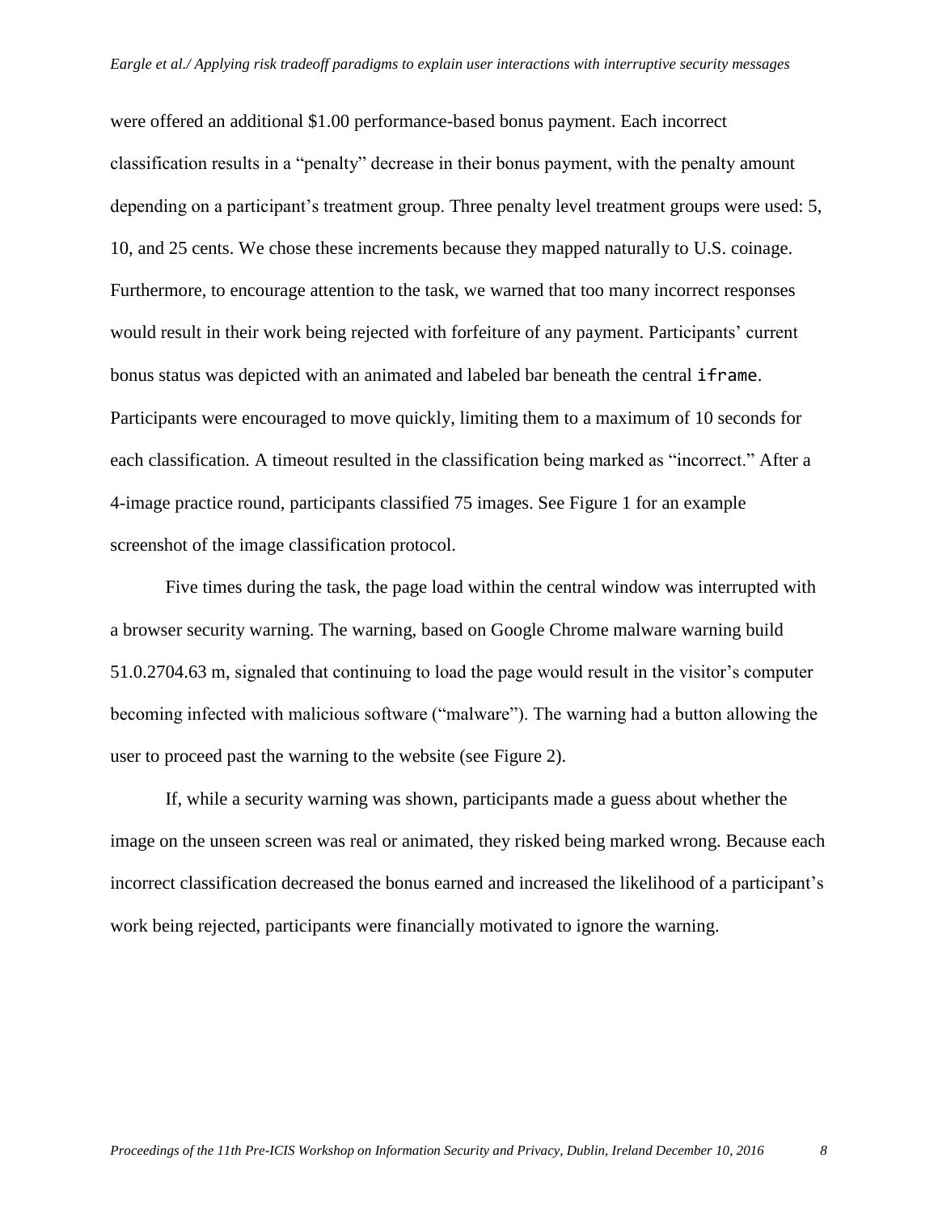were offered an additional $1.00 performance-based bonus payment. Each incorrect classification results in a "penalty" decrease in their bonus payment, with the penalty amount depending on a participant's treatment group. Three penalty level treatment groups were used: 5, 10, and 25 cents. We chose these increments because they mapped naturally to U.S. coinage. Furthermore, to encourage attention to the task, we warned that too many incorrect responses would result in their work being rejected with forfeiture of any payment. Participants' current bonus status was depicted with an animated and labeled bar beneath the central `iframe`. Participants were encouraged to move quickly, limiting them to a maximum of 10 seconds for each classification. A timeout resulted in the classification being marked as "incorrect." After a 4-image practice round, participants classified 75 images. See Figure 1 for an example screenshot of the image classification protocol.

Five times during the task, the page load within the central window was interrupted with a browser security warning. The warning, based on Google Chrome malware warning build 51.0.2704.63 m, signaled that continuing to load the page would result in the visitor's computer becoming infected with malicious software ("malware"). The warning had a button allowing the user to proceed past the warning to the website (see Figure 2).

If, while a security warning was shown, participants made a guess about whether the image on the unseen screen was real or animated, they risked being marked wrong. Because each incorrect classification decreased the bonus earned and increased the likelihood of a participant's work being rejected, participants were financially motivated to ignore the warning.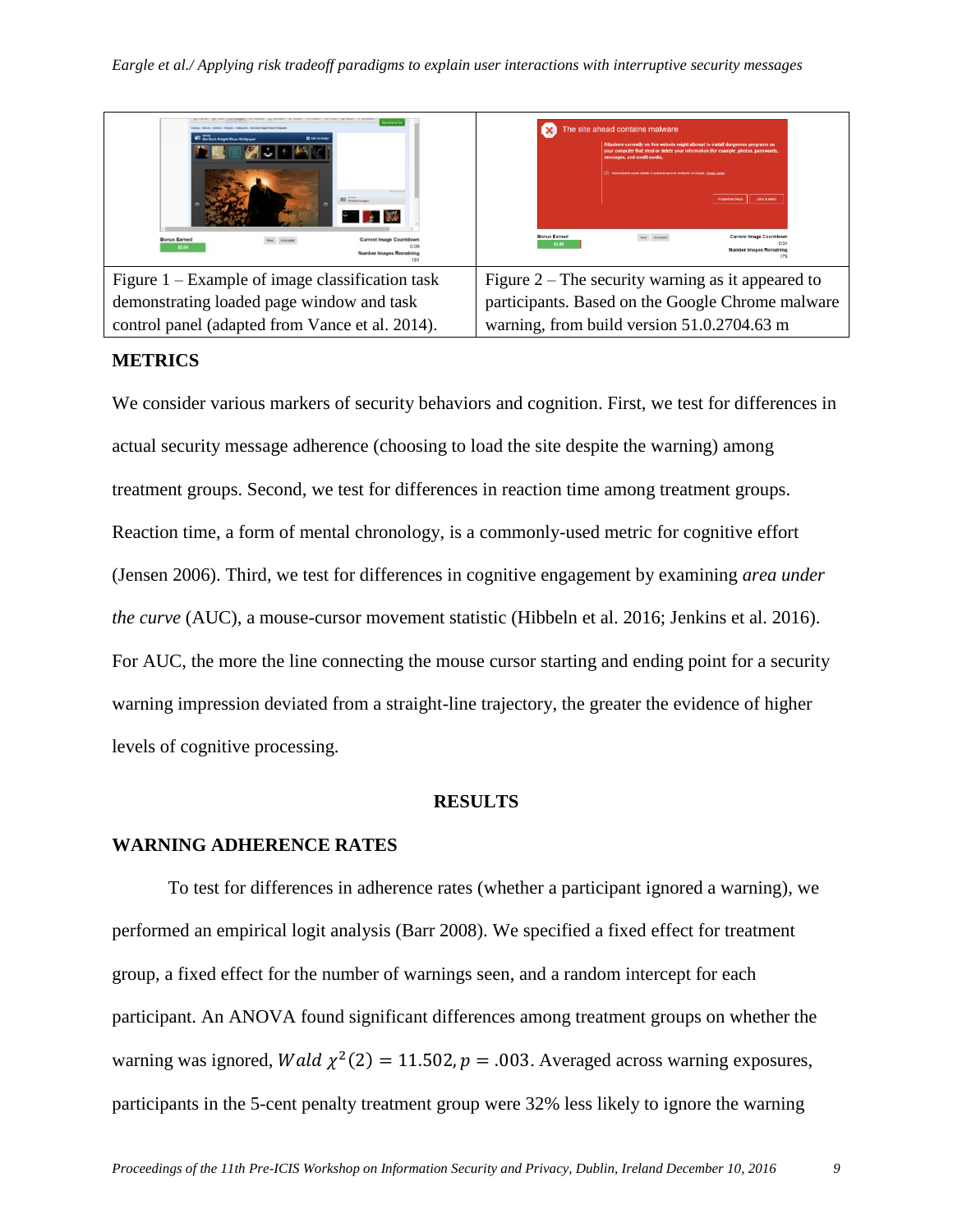| Figure 1 – Example of image classification task demonstrating loaded page window and task control panel (adapted from Vance et al. 2014). | Figure 2 – The security warning as it appeared to participants. Based on the Google Chrome malware warning, from build version 51.0.2704.63 m |
|---|---|

## METRICS

We consider various markers of security behaviors and cognition. First, we test for differences in actual security message adherence (choosing to load the site despite the warning) among treatment groups. Second, we test for differences in reaction time among treatment groups. Reaction time, a form of mental chronology, is a commonly-used metric for cognitive effort (Jensen 2006). Third, we test for differences in cognitive engagement by examining *area under the curve* (AUC), a mouse-cursor movement statistic (Hibbeln et al. 2016; Jenkins et al. 2016). For AUC, the more the line connecting the mouse cursor starting and ending point for a security warning impression deviated from a straight-line trajectory, the greater the evidence of higher levels of cognitive processing.

# RESULTS

## WARNING ADHERENCE RATES

To test for differences in adherence rates (whether a participant ignored a warning), we performed an empirical logit analysis (Barr 2008). We specified a fixed effect for treatment group, a fixed effect for the number of warnings seen, and a random intercept for each participant. An ANOVA found significant differences among treatment groups on whether the warning was ignored, $Wald\ \chi^2(2) = 11.502, p = .003$. Averaged across warning exposures, participants in the 5-cent penalty treatment group were 32% less likely to ignore the warning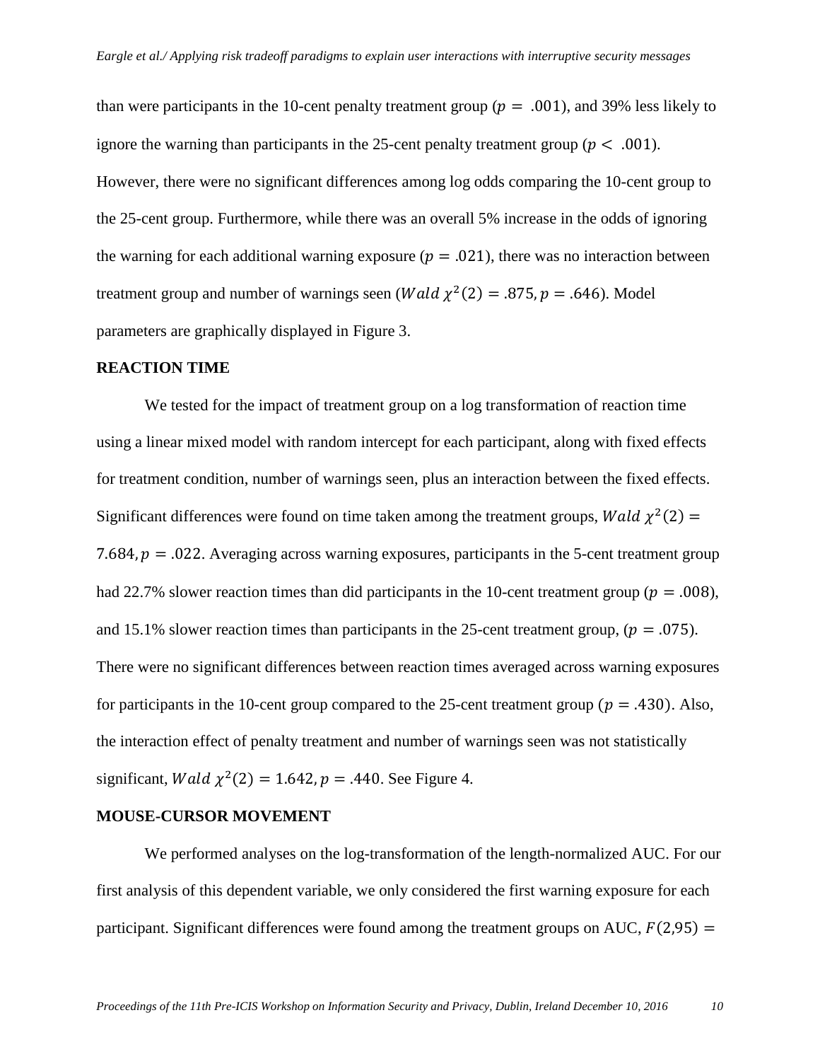than were participants in the 10-cent penalty treatment group ($p = .001$), and 39% less likely to ignore the warning than participants in the 25-cent penalty treatment group ($p < .001$). However, there were no significant differences among log odds comparing the 10-cent group to the 25-cent group. Furthermore, while there was an overall 5% increase in the odds of ignoring the warning for each additional warning exposure ($p = .021$), there was no interaction between treatment group and number of warnings seen ($Wald\ \chi^2(2) = .875, p = .646$). Model parameters are graphically displayed in Figure 3.

## REACTION TIME

We tested for the impact of treatment group on a log transformation of reaction time using a linear mixed model with random intercept for each participant, along with fixed effects for treatment condition, number of warnings seen, plus an interaction between the fixed effects. Significant differences were found on time taken among the treatment groups, $Wald\ \chi^2(2) = 7.684, p = .022$. Averaging across warning exposures, participants in the 5-cent treatment group had 22.7% slower reaction times than did participants in the 10-cent treatment group ($p = .008$), and 15.1% slower reaction times than participants in the 25-cent treatment group, ($p = .075$). There were no significant differences between reaction times averaged across warning exposures for participants in the 10-cent group compared to the 25-cent treatment group ($p = .430$). Also, the interaction effect of penalty treatment and number of warnings seen was not statistically significant, $Wald\ \chi^2(2) = 1.642, p = .440$. See Figure 4.

## MOUSE-CURSOR MOVEMENT

We performed analyses on the log-transformation of the length-normalized AUC. For our first analysis of this dependent variable, we only considered the first warning exposure for each participant. Significant differences were found among the treatment groups on AUC, $F(2{,}95) =$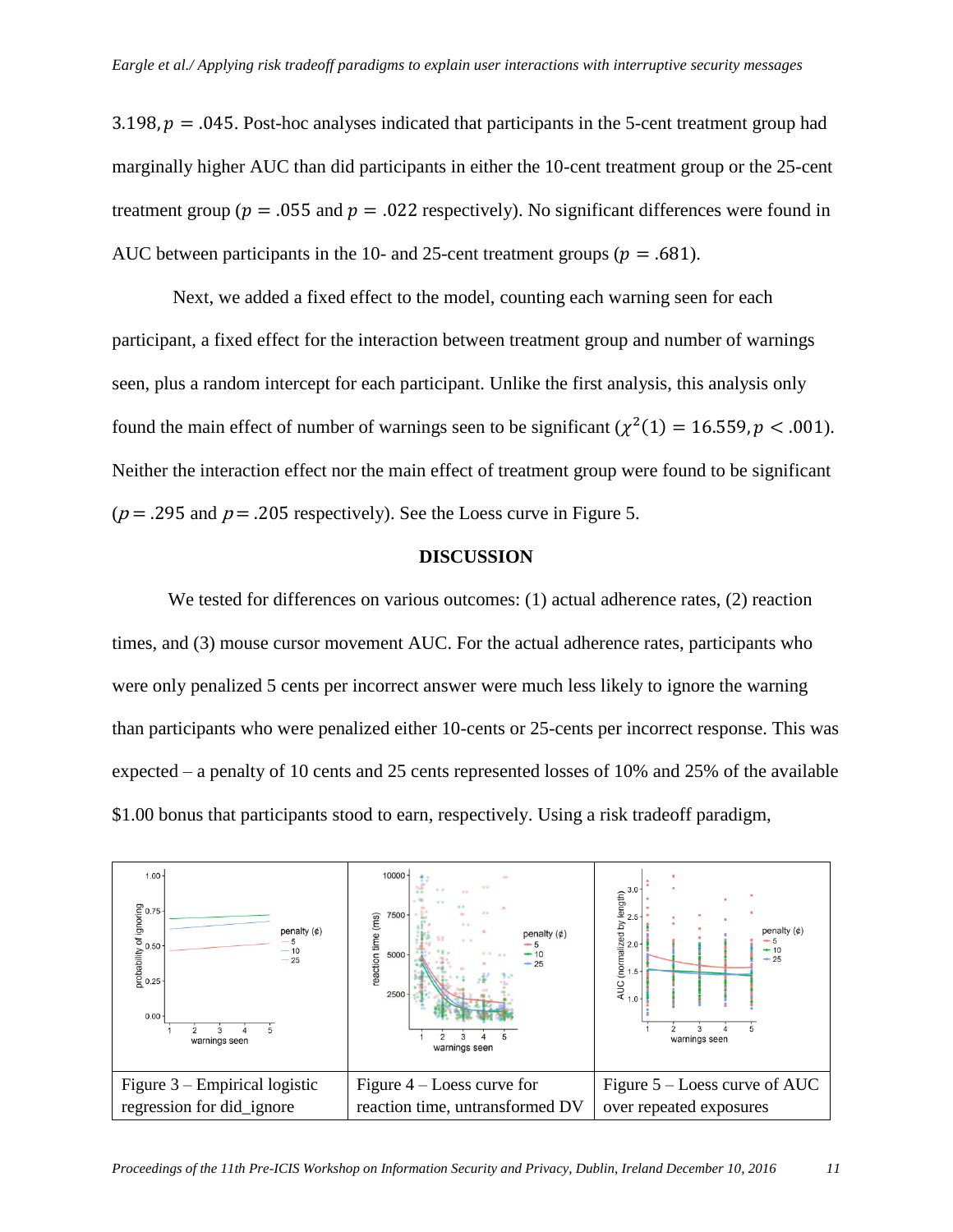3.198, $p = .045$. Post-hoc analyses indicated that participants in the 5-cent treatment group had marginally higher AUC than did participants in either the 10-cent treatment group or the 25-cent treatment group ($p = .055$ and $p = .022$ respectively). No significant differences were found in AUC between participants in the 10- and 25-cent treatment groups ($p = .681$).

Next, we added a fixed effect to the model, counting each warning seen for each participant, a fixed effect for the interaction between treatment group and number of warnings seen, plus a random intercept for each participant. Unlike the first analysis, this analysis only found the main effect of number of warnings seen to be significant ($\chi^2(1) = 16.559, p < .001$). Neither the interaction effect nor the main effect of treatment group were found to be significant ($p = .295$ and $p = .205$ respectively). See the Loess curve in Figure 5.

## DISCUSSION

We tested for differences on various outcomes: (1) actual adherence rates, (2) reaction times, and (3) mouse cursor movement AUC. For the actual adherence rates, participants who were only penalized 5 cents per incorrect answer were much less likely to ignore the warning than participants who were penalized either 10-cents or 25-cents per incorrect response. This was expected – a penalty of 10 cents and 25 cents represented losses of 10% and 25% of the available \$1.00 bonus that participants stood to earn, respectively. Using a risk tradeoff paradigm,

| Figure 3 – Empirical logistic regression for did_ignore | Figure 4 – Loess curve for reaction time, untransformed DV | Figure 5 – Loess curve of AUC over repeated exposures |
|---|---|---|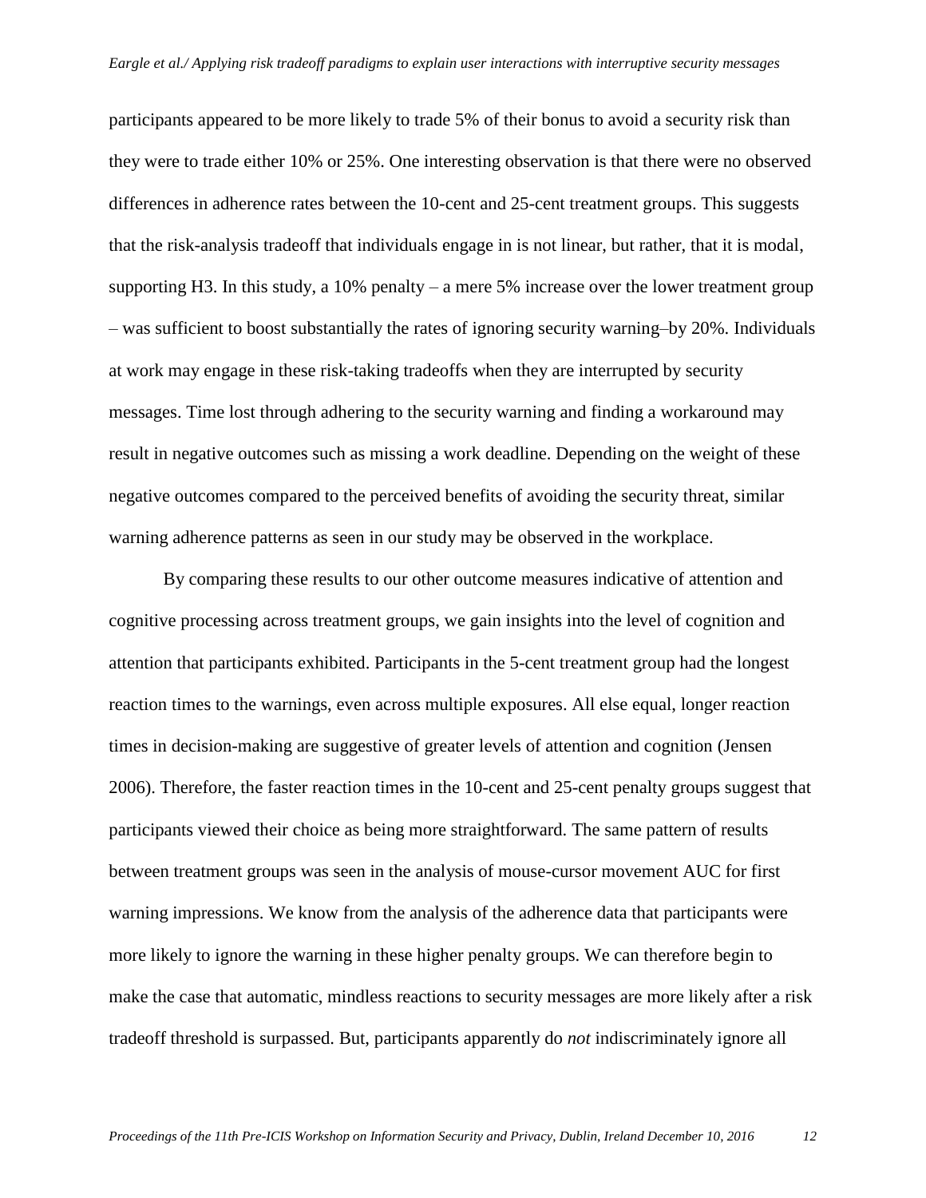participants appeared to be more likely to trade 5% of their bonus to avoid a security risk than they were to trade either 10% or 25%. One interesting observation is that there were no observed differences in adherence rates between the 10-cent and 25-cent treatment groups. This suggests that the risk-analysis tradeoff that individuals engage in is not linear, but rather, that it is modal, supporting H3. In this study, a 10% penalty – a mere 5% increase over the lower treatment group – was sufficient to boost substantially the rates of ignoring security warning–by 20%. Individuals at work may engage in these risk-taking tradeoffs when they are interrupted by security messages. Time lost through adhering to the security warning and finding a workaround may result in negative outcomes such as missing a work deadline. Depending on the weight of these negative outcomes compared to the perceived benefits of avoiding the security threat, similar warning adherence patterns as seen in our study may be observed in the workplace.

By comparing these results to our other outcome measures indicative of attention and cognitive processing across treatment groups, we gain insights into the level of cognition and attention that participants exhibited. Participants in the 5-cent treatment group had the longest reaction times to the warnings, even across multiple exposures. All else equal, longer reaction times in decision-making are suggestive of greater levels of attention and cognition (Jensen 2006). Therefore, the faster reaction times in the 10-cent and 25-cent penalty groups suggest that participants viewed their choice as being more straightforward. The same pattern of results between treatment groups was seen in the analysis of mouse-cursor movement AUC for first warning impressions. We know from the analysis of the adherence data that participants were more likely to ignore the warning in these higher penalty groups. We can therefore begin to make the case that automatic, mindless reactions to security messages are more likely after a risk tradeoff threshold is surpassed. But, participants apparently do *not* indiscriminately ignore all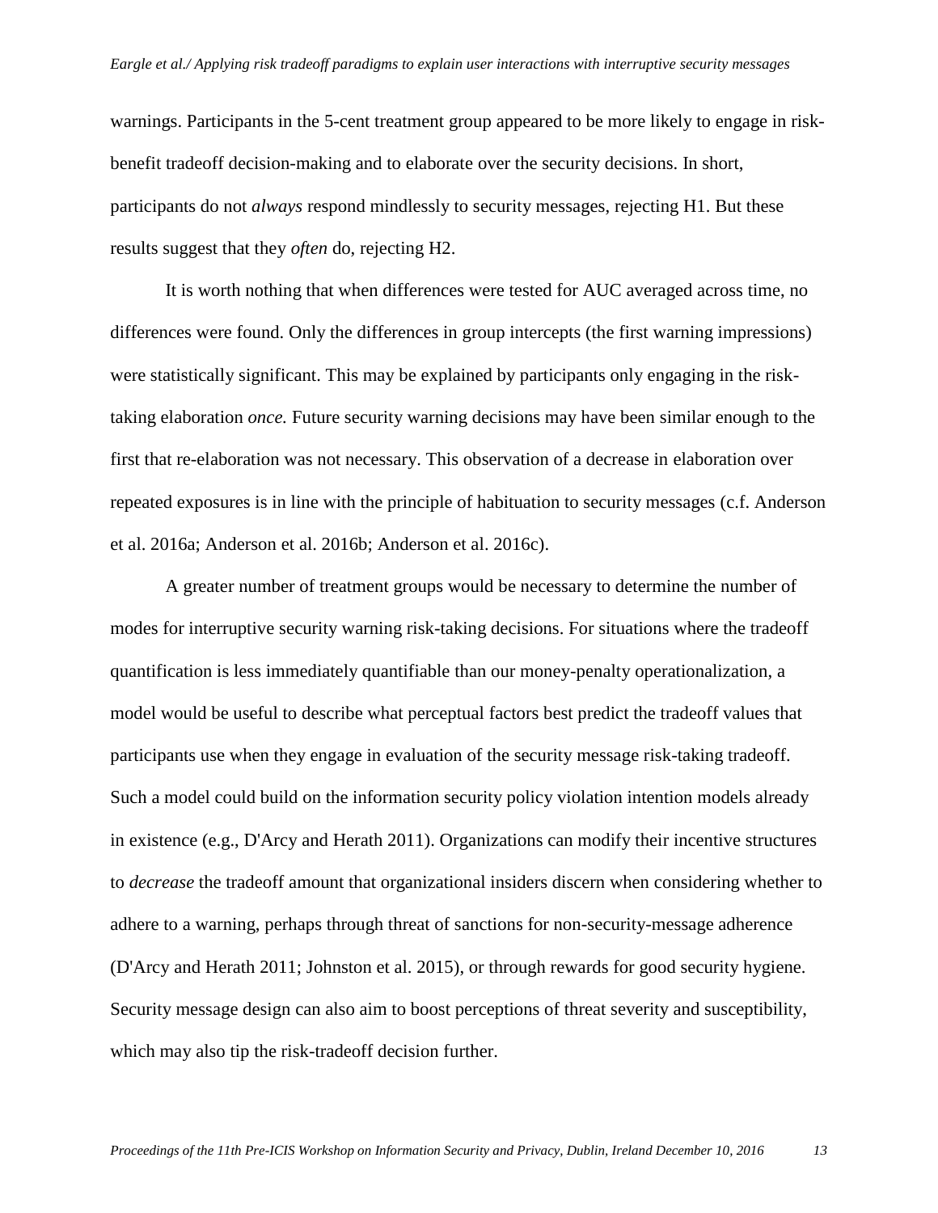warnings. Participants in the 5-cent treatment group appeared to be more likely to engage in risk-benefit tradeoff decision-making and to elaborate over the security decisions. In short, participants do not *always* respond mindlessly to security messages, rejecting H1. But these results suggest that they *often* do, rejecting H2.

It is worth nothing that when differences were tested for AUC averaged across time, no differences were found. Only the differences in group intercepts (the first warning impressions) were statistically significant. This may be explained by participants only engaging in the risk-taking elaboration *once.* Future security warning decisions may have been similar enough to the first that re-elaboration was not necessary. This observation of a decrease in elaboration over repeated exposures is in line with the principle of habituation to security messages (c.f. Anderson et al. 2016a; Anderson et al. 2016b; Anderson et al. 2016c).

A greater number of treatment groups would be necessary to determine the number of modes for interruptive security warning risk-taking decisions. For situations where the tradeoff quantification is less immediately quantifiable than our money-penalty operationalization, a model would be useful to describe what perceptual factors best predict the tradeoff values that participants use when they engage in evaluation of the security message risk-taking tradeoff. Such a model could build on the information security policy violation intention models already in existence (e.g., D'Arcy and Herath 2011). Organizations can modify their incentive structures to *decrease* the tradeoff amount that organizational insiders discern when considering whether to adhere to a warning, perhaps through threat of sanctions for non-security-message adherence (D'Arcy and Herath 2011; Johnston et al. 2015), or through rewards for good security hygiene. Security message design can also aim to boost perceptions of threat severity and susceptibility, which may also tip the risk-tradeoff decision further.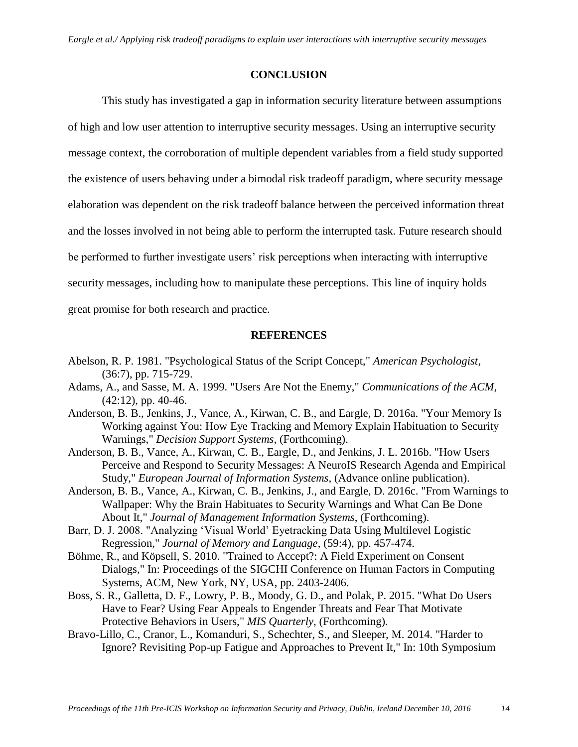## CONCLUSION

This study has investigated a gap in information security literature between assumptions of high and low user attention to interruptive security messages. Using an interruptive security message context, the corroboration of multiple dependent variables from a field study supported the existence of users behaving under a bimodal risk tradeoff paradigm, where security message elaboration was dependent on the risk tradeoff balance between the perceived information threat and the losses involved in not being able to perform the interrupted task. Future research should be performed to further investigate users' risk perceptions when interacting with interruptive security messages, including how to manipulate these perceptions. This line of inquiry holds great promise for both research and practice.

## REFERENCES

Abelson, R. P. 1981. "Psychological Status of the Script Concept," *American Psychologist*, (36:7), pp. 715-729.

Adams, A., and Sasse, M. A. 1999. "Users Are Not the Enemy," *Communications of the ACM*, (42:12), pp. 40-46.

Anderson, B. B., Jenkins, J., Vance, A., Kirwan, C. B., and Eargle, D. 2016a. "Your Memory Is Working against You: How Eye Tracking and Memory Explain Habituation to Security Warnings," *Decision Support Systems*, (Forthcoming).

Anderson, B. B., Vance, A., Kirwan, C. B., Eargle, D., and Jenkins, J. L. 2016b. "How Users Perceive and Respond to Security Messages: A NeuroIS Research Agenda and Empirical Study," *European Journal of Information Systems*, (Advance online publication).

Anderson, B. B., Vance, A., Kirwan, C. B., Jenkins, J., and Eargle, D. 2016c. "From Warnings to Wallpaper: Why the Brain Habituates to Security Warnings and What Can Be Done About It," *Journal of Management Information Systems*, (Forthcoming).

Barr, D. J. 2008. "Analyzing 'Visual World' Eyetracking Data Using Multilevel Logistic Regression," *Journal of Memory and Language*, (59:4), pp. 457-474.

Böhme, R., and Köpsell, S. 2010. "Trained to Accept?: A Field Experiment on Consent Dialogs," In: Proceedings of the SIGCHI Conference on Human Factors in Computing Systems, ACM, New York, NY, USA, pp. 2403-2406.

Boss, S. R., Galletta, D. F., Lowry, P. B., Moody, G. D., and Polak, P. 2015. "What Do Users Have to Fear? Using Fear Appeals to Engender Threats and Fear That Motivate Protective Behaviors in Users," *MIS Quarterly*, (Forthcoming).

Bravo-Lillo, C., Cranor, L., Komanduri, S., Schechter, S., and Sleeper, M. 2014. "Harder to Ignore? Revisiting Pop-up Fatigue and Approaches to Prevent It," In: 10th Symposium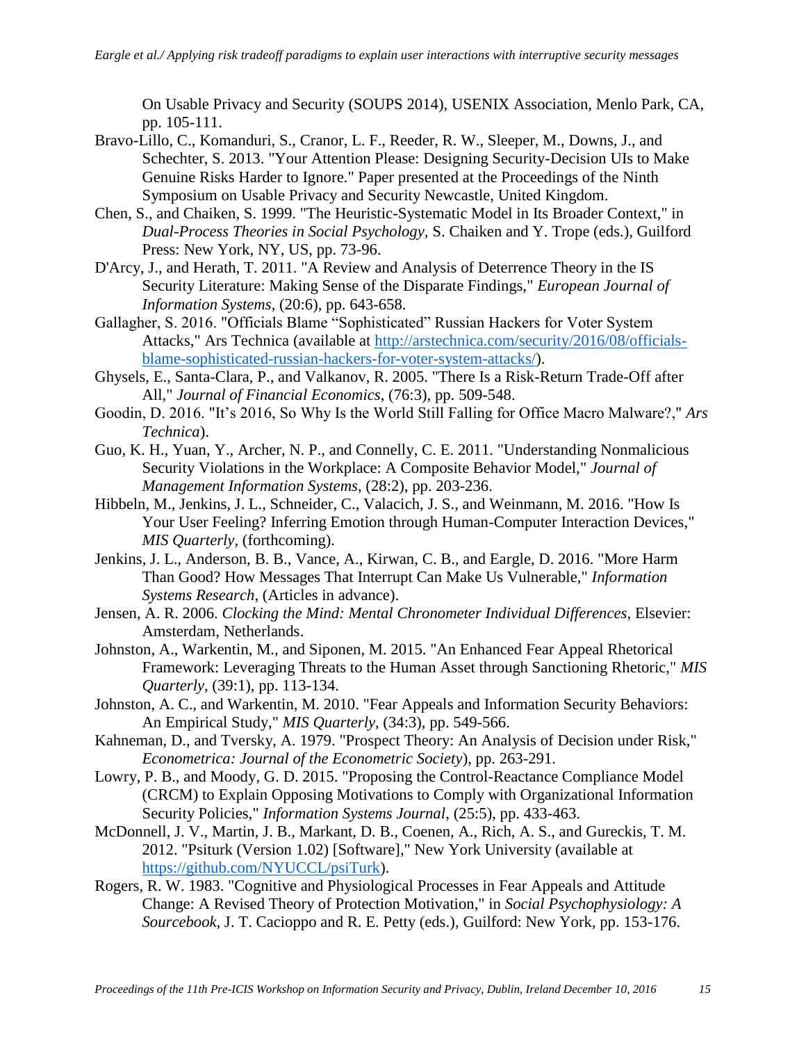On Usable Privacy and Security (SOUPS 2014), USENIX Association, Menlo Park, CA, pp. 105-111.

Bravo-Lillo, C., Komanduri, S., Cranor, L. F., Reeder, R. W., Sleeper, M., Downs, J., and Schechter, S. 2013. "Your Attention Please: Designing Security-Decision UIs to Make Genuine Risks Harder to Ignore." Paper presented at the Proceedings of the Ninth Symposium on Usable Privacy and Security Newcastle, United Kingdom.

Chen, S., and Chaiken, S. 1999. "The Heuristic-Systematic Model in Its Broader Context," in *Dual-Process Theories in Social Psychology*, S. Chaiken and Y. Trope (eds.), Guilford Press: New York, NY, US, pp. 73-96.

D'Arcy, J., and Herath, T. 2011. "A Review and Analysis of Deterrence Theory in the IS Security Literature: Making Sense of the Disparate Findings," *European Journal of Information Systems*, (20:6), pp. 643-658.

Gallagher, S. 2016. "Officials Blame "Sophisticated" Russian Hackers for Voter System Attacks," Ars Technica (available at http://arstechnica.com/security/2016/08/officials-blame-sophisticated-russian-hackers-for-voter-system-attacks/).

Ghysels, E., Santa-Clara, P., and Valkanov, R. 2005. "There Is a Risk-Return Trade-Off after All," *Journal of Financial Economics*, (76:3), pp. 509-548.

Goodin, D. 2016. "It's 2016, So Why Is the World Still Falling for Office Macro Malware?," *Ars Technica*).

Guo, K. H., Yuan, Y., Archer, N. P., and Connelly, C. E. 2011. "Understanding Nonmalicious Security Violations in the Workplace: A Composite Behavior Model," *Journal of Management Information Systems*, (28:2), pp. 203-236.

Hibbeln, M., Jenkins, J. L., Schneider, C., Valacich, J. S., and Weinmann, M. 2016. "How Is Your User Feeling? Inferring Emotion through Human-Computer Interaction Devices," *MIS Quarterly*, (forthcoming).

Jenkins, J. L., Anderson, B. B., Vance, A., Kirwan, C. B., and Eargle, D. 2016. "More Harm Than Good? How Messages That Interrupt Can Make Us Vulnerable," *Information Systems Research*, (Articles in advance).

Jensen, A. R. 2006. *Clocking the Mind: Mental Chronometer Individual Differences*, Elsevier: Amsterdam, Netherlands.

Johnston, A., Warkentin, M., and Siponen, M. 2015. "An Enhanced Fear Appeal Rhetorical Framework: Leveraging Threats to the Human Asset through Sanctioning Rhetoric," *MIS Quarterly*, (39:1), pp. 113-134.

Johnston, A. C., and Warkentin, M. 2010. "Fear Appeals and Information Security Behaviors: An Empirical Study," *MIS Quarterly*, (34:3), pp. 549-566.

Kahneman, D., and Tversky, A. 1979. "Prospect Theory: An Analysis of Decision under Risk," *Econometrica: Journal of the Econometric Society*), pp. 263-291.

Lowry, P. B., and Moody, G. D. 2015. "Proposing the Control-Reactance Compliance Model (CRCM) to Explain Opposing Motivations to Comply with Organizational Information Security Policies," *Information Systems Journal*, (25:5), pp. 433-463.

McDonnell, J. V., Martin, J. B., Markant, D. B., Coenen, A., Rich, A. S., and Gureckis, T. M. 2012. "Psiturk (Version 1.02) [Software]," New York University (available at https://github.com/NYUCCL/psiTurk).

Rogers, R. W. 1983. "Cognitive and Physiological Processes in Fear Appeals and Attitude Change: A Revised Theory of Protection Motivation," in *Social Psychophysiology: A Sourcebook*, J. T. Cacioppo and R. E. Petty (eds.), Guilford: New York, pp. 153-176.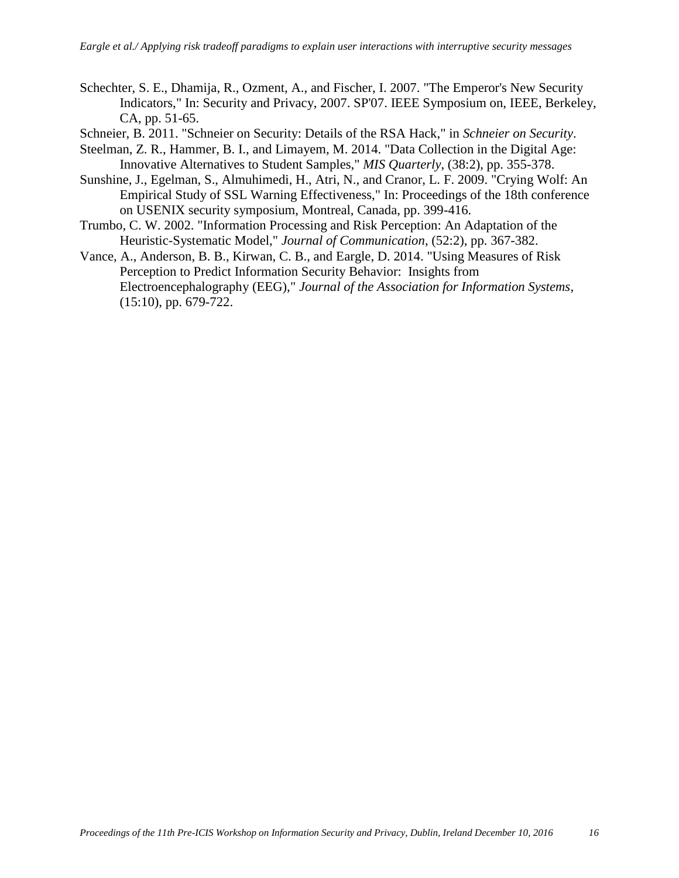Schechter, S. E., Dhamija, R., Ozment, A., and Fischer, I. 2007. "The Emperor's New Security Indicators," In: Security and Privacy, 2007. SP'07. IEEE Symposium on, IEEE, Berkeley, CA, pp. 51-65.

Schneier, B. 2011. "Schneier on Security: Details of the RSA Hack," in *Schneier on Security*.

Steelman, Z. R., Hammer, B. I., and Limayem, M. 2014. "Data Collection in the Digital Age: Innovative Alternatives to Student Samples," *MIS Quarterly*, (38:2), pp. 355-378.

Sunshine, J., Egelman, S., Almuhimedi, H., Atri, N., and Cranor, L. F. 2009. "Crying Wolf: An Empirical Study of SSL Warning Effectiveness," In: Proceedings of the 18th conference on USENIX security symposium, Montreal, Canada, pp. 399-416.

Trumbo, C. W. 2002. "Information Processing and Risk Perception: An Adaptation of the Heuristic-Systematic Model," *Journal of Communication*, (52:2), pp. 367-382.

Vance, A., Anderson, B. B., Kirwan, C. B., and Eargle, D. 2014. "Using Measures of Risk Perception to Predict Information Security Behavior: Insights from Electroencephalography (EEG)," *Journal of the Association for Information Systems*, (15:10), pp. 679-722.